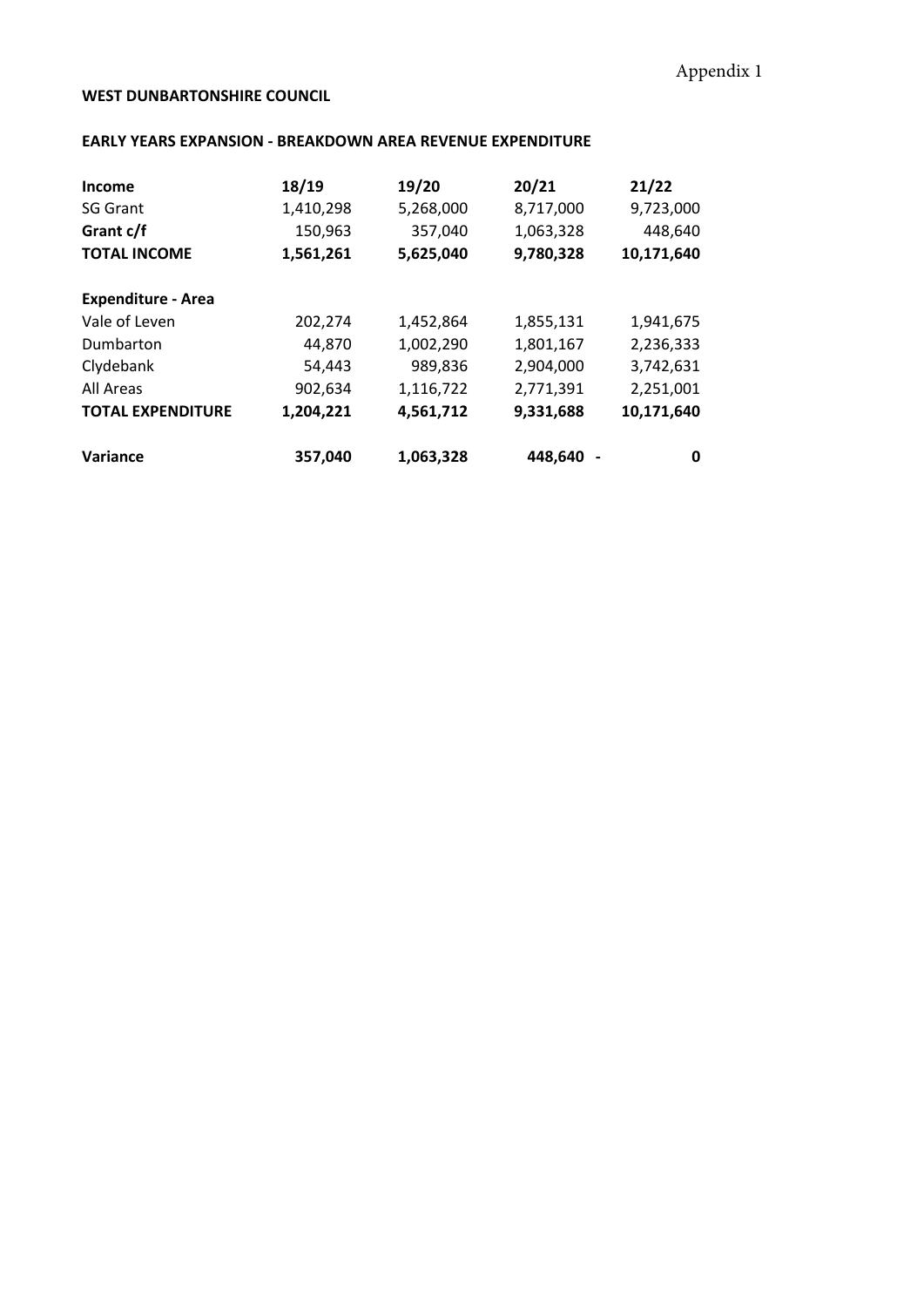Appendix 1

**WEST DUNBARTONSHIRE COUNCIL**

**EARLY YEARS EXPANSION - BREAKDOWN AREA REVENUE EXPENDITURE**

| **Income** | **18/19** | **19/20** | **20/21** | **21/22** |
|---|---|---|---|---|
| SG Grant | 1,410,298 | 5,268,000 | 8,717,000 | 9,723,000 |
| **Grant c/f** | 150,963 | 357,040 | 1,063,328 | 448,640 |
| **TOTAL INCOME** | **1,561,261** | **5,625,040** | **9,780,328** | **10,171,640** |
| | | | | |
| **Expenditure - Area** | | | | |
| Vale of Leven | 202,274 | 1,452,864 | 1,855,131 | 1,941,675 |
| Dumbarton | 44,870 | 1,002,290 | 1,801,167 | 2,236,333 |
| Clydebank | 54,443 | 989,836 | 2,904,000 | 3,742,631 |
| All Areas | 902,634 | 1,116,722 | 2,771,391 | 2,251,001 |
| **TOTAL EXPENDITURE** | **1,204,221** | **4,561,712** | **9,331,688** | **10,171,640** |
| | | | | |
| **Variance** | **357,040** | **1,063,328** | **448,640** | **- 0** |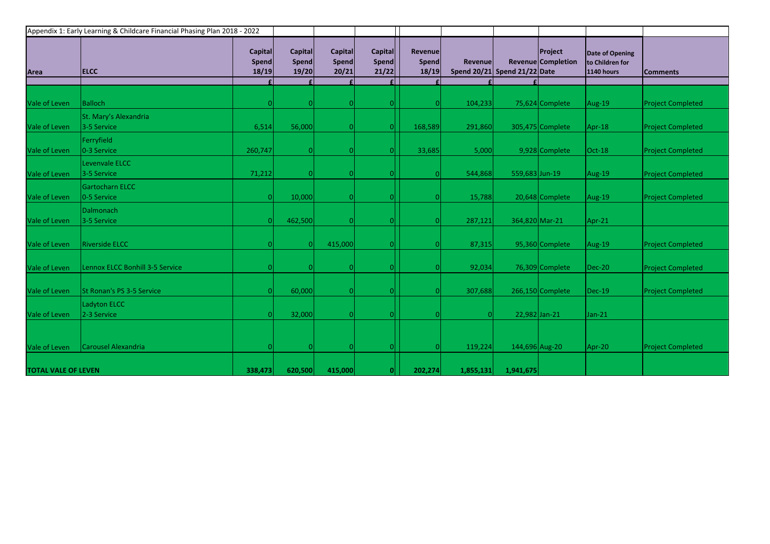| Appendix 1: Early Learning & Childcare Financial Phasing Plan 2018 - 2022 | | | | | | | | | | | |
|---|---|---|---|---|---|---|---|---|---|---|---|
| **Area** | **ELCC** | **Capital Spend 18/19** | **Capital Spend 19/20** | **Capital Spend 20/21** | **Capital Spend 21/22** | **Revenue Spend 18/19** | **Revenue Spend 20/21** | **Revenue Spend 21/22** | **Project Completion Date** | **Date of Opening to Children for 1140 hours** | **Comments** |
| | | **£** | **£** | **£** | **£** | **£** | **£** | **£** | | | |
| Vale of Leven | Balloch | 0 | 0 | 0 | 0 | 0 | 104,233 | 75,624 | Complete | Aug-19 | Project Completed |
| Vale of Leven | St. Mary's Alexandria 3-5 Service | 6,514 | 56,000 | 0 | 0 | 168,589 | 291,860 | 305,475 | Complete | Apr-18 | Project Completed |
| Vale of Leven | Ferryfield 0-3 Service | 260,747 | 0 | 0 | 0 | 33,685 | 5,000 | 9,928 | Complete | Oct-18 | Project Completed |
| Vale of Leven | Levenvale ELCC 3-5 Service | 71,212 | 0 | 0 | 0 | 0 | 544,868 | 559,683 | Jun-19 | Aug-19 | Project Completed |
| Vale of Leven | Gartocharn ELCC 0-5 Service | 0 | 10,000 | 0 | 0 | 0 | 15,788 | 20,648 | Complete | Aug-19 | Project Completed |
| Vale of Leven | Dalmonach 3-5 Service | 0 | 462,500 | 0 | 0 | 0 | 287,121 | 364,820 | Mar-21 | Apr-21 | |
| Vale of Leven | Riverside ELCC | 0 | 0 | 415,000 | 0 | 0 | 87,315 | 95,360 | Complete | Aug-19 | Project Completed |
| Vale of Leven | Lennox ELCC Bonhill 3-5 Service | 0 | 0 | 0 | 0 | 0 | 92,034 | 76,309 | Complete | Dec-20 | Project Completed |
| Vale of Leven | St Ronan's PS 3-5 Service | 0 | 60,000 | 0 | 0 | 0 | 307,688 | 266,150 | Complete | Dec-19 | Project Completed |
| Vale of Leven | Ladyton ELCC 2-3 Service | 0 | 32,000 | 0 | 0 | 0 | 0 | 22,982 | Jan-21 | Jan-21 | |
| Vale of Leven | Carousel Alexandria | 0 | 0 | 0 | 0 | 0 | 119,224 | 144,696 | Aug-20 | Apr-20 | Project Completed |
| **TOTAL VALE OF LEVEN** | | **338,473** | **620,500** | **415,000** | **0** | **202,274** | **1,855,131** | **1,941,675** | | | |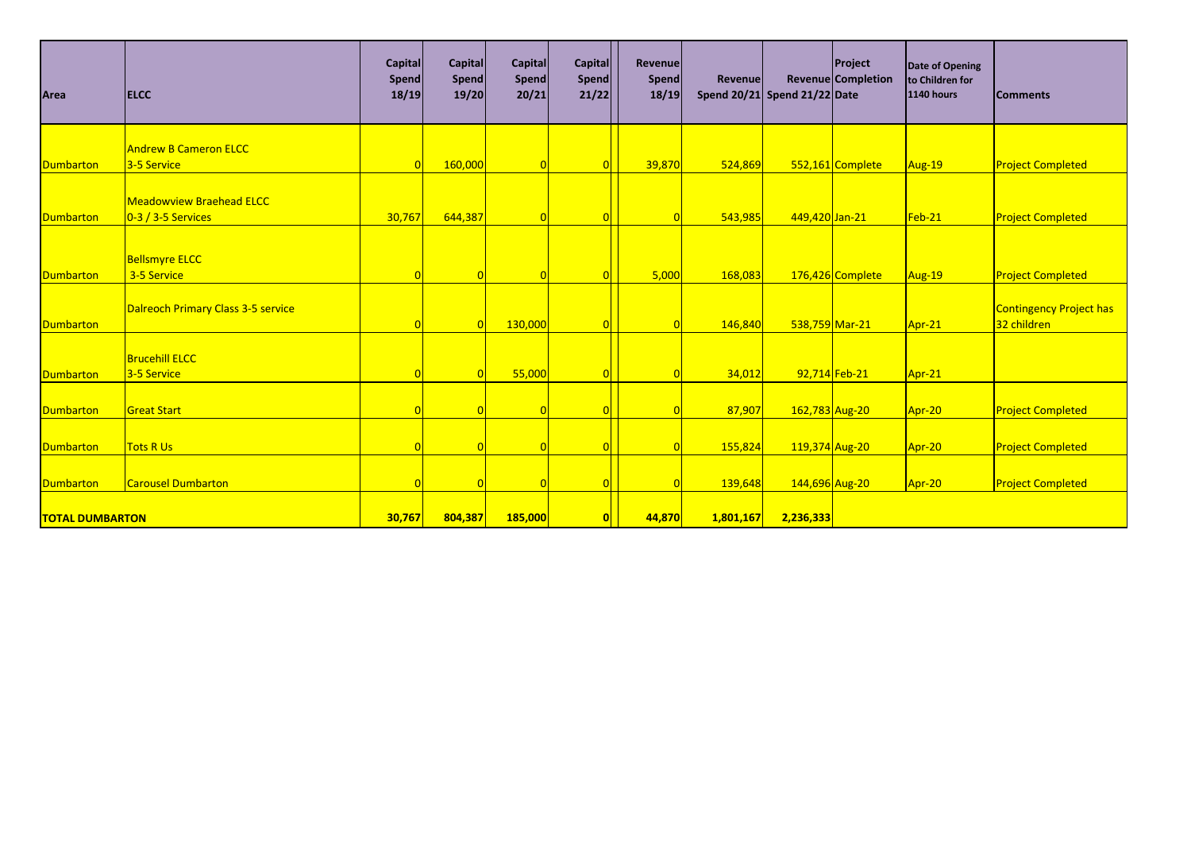| Area | ELCC | Capital Spend 18/19 | Capital Spend 19/20 | Capital Spend 20/21 | Capital Spend 21/22 | Revenue Spend 18/19 | Revenue Spend 20/21 | Revenue Spend 21/22 | Project Completion Date | Date of Opening to Children for 1140 hours | Comments |
|---|---|---|---|---|---|---|---|---|---|---|---|
| Dumbarton | Andrew B Cameron ELCC 3-5 Service | 0 | 160,000 | 0 | 0 | 39,870 | 524,869 | 552,161 | Complete | Aug-19 | Project Completed |
| Dumbarton | Meadowview Braehead ELCC 0-3 / 3-5 Services | 30,767 | 644,387 | 0 | 0 | 0 | 543,985 | 449,420 | Jan-21 | Feb-21 | Project Completed |
| Dumbarton | Bellsmyre ELCC 3-5 Service | 0 | 0 | 0 | 0 | 5,000 | 168,083 | 176,426 | Complete | Aug-19 | Project Completed |
| Dumbarton | Dalreoch Primary Class 3-5 service | 0 | 0 | 130,000 | 0 | 0 | 146,840 | 538,759 | Mar-21 | Apr-21 | Contingency Project has 32 children |
| Dumbarton | Brucehill ELCC 3-5 Service | 0 | 0 | 55,000 | 0 | 0 | 34,012 | 92,714 | Feb-21 | Apr-21 | |
| Dumbarton | Great Start | 0 | 0 | 0 | 0 | 0 | 87,907 | 162,783 | Aug-20 | Apr-20 | Project Completed |
| Dumbarton | Tots R Us | 0 | 0 | 0 | 0 | 0 | 155,824 | 119,374 | Aug-20 | Apr-20 | Project Completed |
| Dumbarton | Carousel Dumbarton | 0 | 0 | 0 | 0 | 0 | 139,648 | 144,696 | Aug-20 | Apr-20 | Project Completed |
| **TOTAL DUMBARTON** | | **30,767** | **804,387** | **185,000** | **0** | **44,870** | **1,801,167** | **2,236,333** | | | |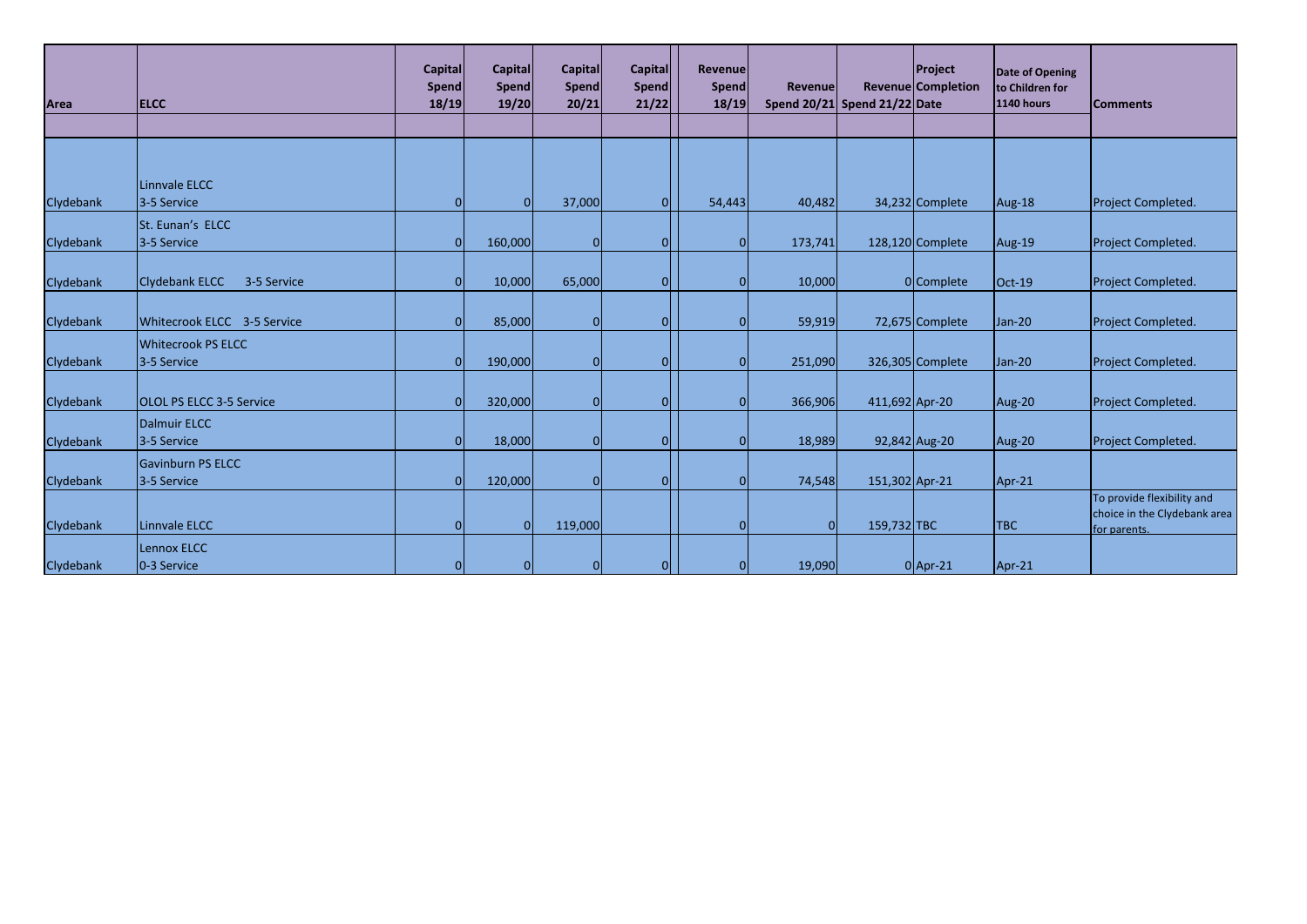| Area | ELCC | Capital Spend 18/19 | Capital Spend 19/20 | Capital Spend 20/21 | Capital Spend 21/22 | Revenue Spend 18/19 | Revenue Spend 20/21 | Revenue Spend 21/22 | Project Completion Date | Date of Opening to Children for 1140 hours | Comments |
|---|---|---|---|---|---|---|---|---|---|---|---|
| Clydebank | Linnvale ELCC 3-5 Service | 0 | 0 | 37,000 | 0 | 54,443 | 40,482 | 34,232 | Complete | Aug-18 | Project Completed. |
| Clydebank | St. Eunan's ELCC 3-5 Service | 0 | 160,000 | 0 | 0 | 0 | 173,741 | 128,120 | Complete | Aug-19 | Project Completed. |
| Clydebank | Clydebank ELCC 3-5 Service | 0 | 10,000 | 65,000 | 0 | 0 | 10,000 | 0 | Complete | Oct-19 | Project Completed. |
| Clydebank | Whitecrook ELCC 3-5 Service | 0 | 85,000 | 0 | 0 | 0 | 59,919 | 72,675 | Complete | Jan-20 | Project Completed. |
| Clydebank | Whitecrook PS ELCC 3-5 Service | 0 | 190,000 | 0 | 0 | 0 | 251,090 | 326,305 | Complete | Jan-20 | Project Completed. |
| Clydebank | OLOL PS ELCC 3-5 Service | 0 | 320,000 | 0 | 0 | 0 | 366,906 | 411,692 | Apr-20 | Aug-20 | Project Completed. |
| Clydebank | Dalmuir ELCC 3-5 Service | 0 | 18,000 | 0 | 0 | 0 | 18,989 | 92,842 | Aug-20 | Aug-20 | Project Completed. |
| Clydebank | Gavinburn PS ELCC 3-5 Service | 0 | 120,000 | 0 | 0 | 0 | 74,548 | 151,302 | Apr-21 | Apr-21 | |
| Clydebank | Linnvale ELCC | 0 | 0 | 119,000 | | 0 | 0 | 159,732 | TBC | TBC | To provide flexibility and choice in the Clydebank area for parents. |
| Clydebank | Lennox ELCC 0-3 Service | 0 | 0 | 0 | 0 | 0 | 19,090 | 0 | Apr-21 | Apr-21 | |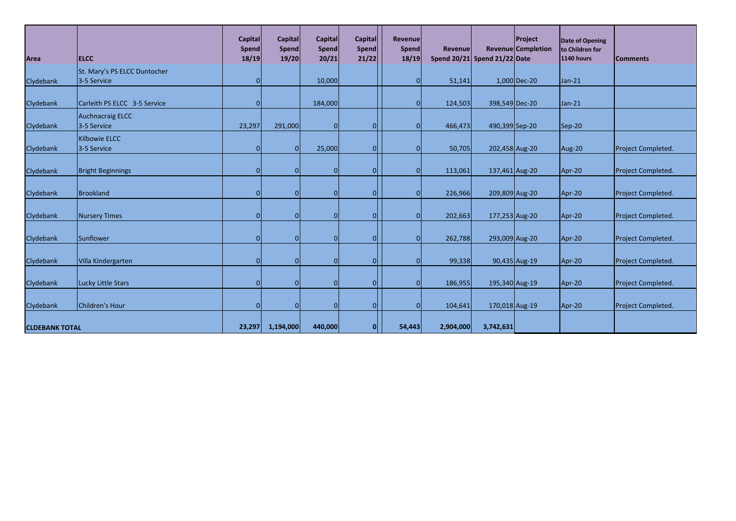| Area | ELCC | Capital Spend 18/19 | Capital Spend 19/20 | Capital Spend 20/21 | Capital Spend 21/22 | Revenue Spend 18/19 | Revenue Spend 20/21 | Revenue Spend 21/22 | Project Completion Date | Date of Opening to Children for 1140 hours | Comments |
|---|---|---|---|---|---|---|---|---|---|---|---|
| Clydebank | St. Mary's PS ELCC Duntocher 3-5 Service | 0 | | 10,000 | | 0 | 51,141 | 1,000 | Dec-20 | Jan-21 | |
| Clydebank | Carleith PS ELCC 3-5 Service | 0 | | 184,000 | | 0 | 124,503 | 398,549 | Dec-20 | Jan-21 | |
| Clydebank | Auchnacraig ELCC 3-5 Service | 23,297 | 291,000 | 0 | 0 | 0 | 466,473 | 490,399 | Sep-20 | Sep-20 | |
| Clydebank | Kilbowie ELCC 3-5 Service | 0 | 0 | 25,000 | 0 | 0 | 50,705 | 202,458 | Aug-20 | Aug-20 | Project Completed. |
| Clydebank | Bright Beginnings | 0 | 0 | 0 | 0 | 0 | 113,061 | 137,461 | Aug-20 | Apr-20 | Project Completed. |
| Clydebank | Brookland | 0 | 0 | 0 | 0 | 0 | 226,966 | 209,809 | Aug-20 | Apr-20 | Project Completed. |
| Clydebank | Nursery Times | 0 | 0 | 0 | 0 | 0 | 202,663 | 177,253 | Aug-20 | Apr-20 | Project Completed. |
| Clydebank | Sunflower | 0 | 0 | 0 | 0 | 0 | 262,788 | 293,009 | Aug-20 | Apr-20 | Project Completed. |
| Clydebank | Villa Kindergarten | 0 | 0 | 0 | 0 | 0 | 99,338 | 90,435 | Aug-19 | Apr-20 | Project Completed. |
| Clydebank | Lucky Little Stars | 0 | 0 | 0 | 0 | 0 | 186,955 | 195,340 | Aug-19 | Apr-20 | Project Completed. |
| Clydebank | Children's Hour | 0 | 0 | 0 | 0 | 0 | 104,641 | 170,018 | Aug-19 | Apr-20 | Project Completed. |
| **CLDEBANK TOTAL** | | **23,297** | **1,194,000** | **440,000** | **0** | **54,443** | **2,904,000** | **3,742,631** | | | |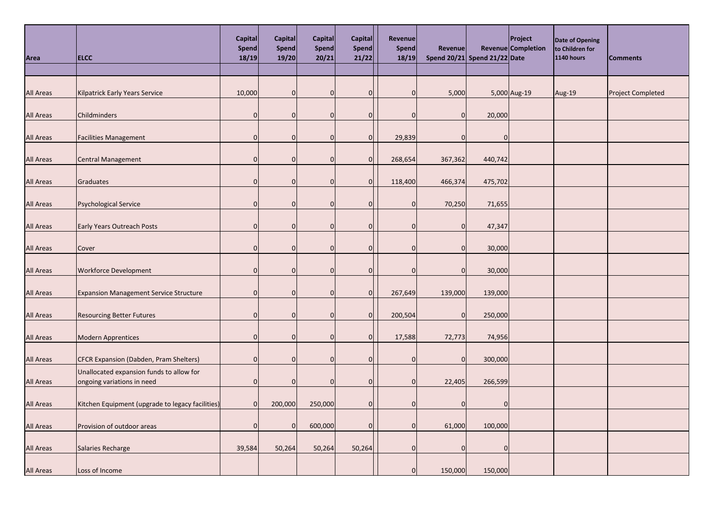| Area | ELCC | Capital Spend 18/19 | Capital Spend 19/20 | Capital Spend 20/21 | Capital Spend 21/22 | Revenue Spend 18/19 | Revenue Spend 20/21 | Revenue Spend 21/22 | Project Completion Date | Date of Opening to Children for 1140 hours | Comments |
|---|---|---|---|---|---|---|---|---|---|---|---|
| | | | | | | | | | | | |
| All Areas | Kilpatrick Early Years Service | 10,000 | 0 | 0 | 0 | 0 | 5,000 | 5,000 | Aug-19 | Aug-19 | Project Completed |
| All Areas | Childminders | 0 | 0 | 0 | 0 | 0 | 0 | 20,000 | | | |
| All Areas | Facilities Management | 0 | 0 | 0 | 0 | 29,839 | 0 | 0 | | | |
| All Areas | Central Management | 0 | 0 | 0 | 0 | 268,654 | 367,362 | 440,742 | | | |
| All Areas | Graduates | 0 | 0 | 0 | 0 | 118,400 | 466,374 | 475,702 | | | |
| All Areas | Psychological Service | 0 | 0 | 0 | 0 | 0 | 70,250 | 71,655 | | | |
| All Areas | Early Years Outreach Posts | 0 | 0 | 0 | 0 | 0 | 0 | 47,347 | | | |
| All Areas | Cover | 0 | 0 | 0 | 0 | 0 | 0 | 30,000 | | | |
| All Areas | Workforce Development | 0 | 0 | 0 | 0 | 0 | 0 | 30,000 | | | |
| All Areas | Expansion Management Service Structure | 0 | 0 | 0 | 0 | 267,649 | 139,000 | 139,000 | | | |
| All Areas | Resourcing Better Futures | 0 | 0 | 0 | 0 | 200,504 | 0 | 250,000 | | | |
| All Areas | Modern Apprentices | 0 | 0 | 0 | 0 | 17,588 | 72,773 | 74,956 | | | |
| All Areas | CFCR Expansion (Dabden, Pram Shelters) | 0 | 0 | 0 | 0 | 0 | 0 | 300,000 | | | |
| All Areas | Unallocated expansion funds to allow for ongoing variations in need | 0 | 0 | 0 | 0 | 0 | 22,405 | 266,599 | | | |
| All Areas | Kitchen Equipment (upgrade to legacy facilities) | 0 | 200,000 | 250,000 | 0 | 0 | 0 | 0 | | | |
| All Areas | Provision of outdoor areas | 0 | 0 | 600,000 | 0 | 0 | 61,000 | 100,000 | | | |
| All Areas | Salaries Recharge | 39,584 | 50,264 | 50,264 | 50,264 | 0 | 0 | 0 | | | |
| All Areas | Loss of Income | | | | | 0 | 150,000 | 150,000 | | | |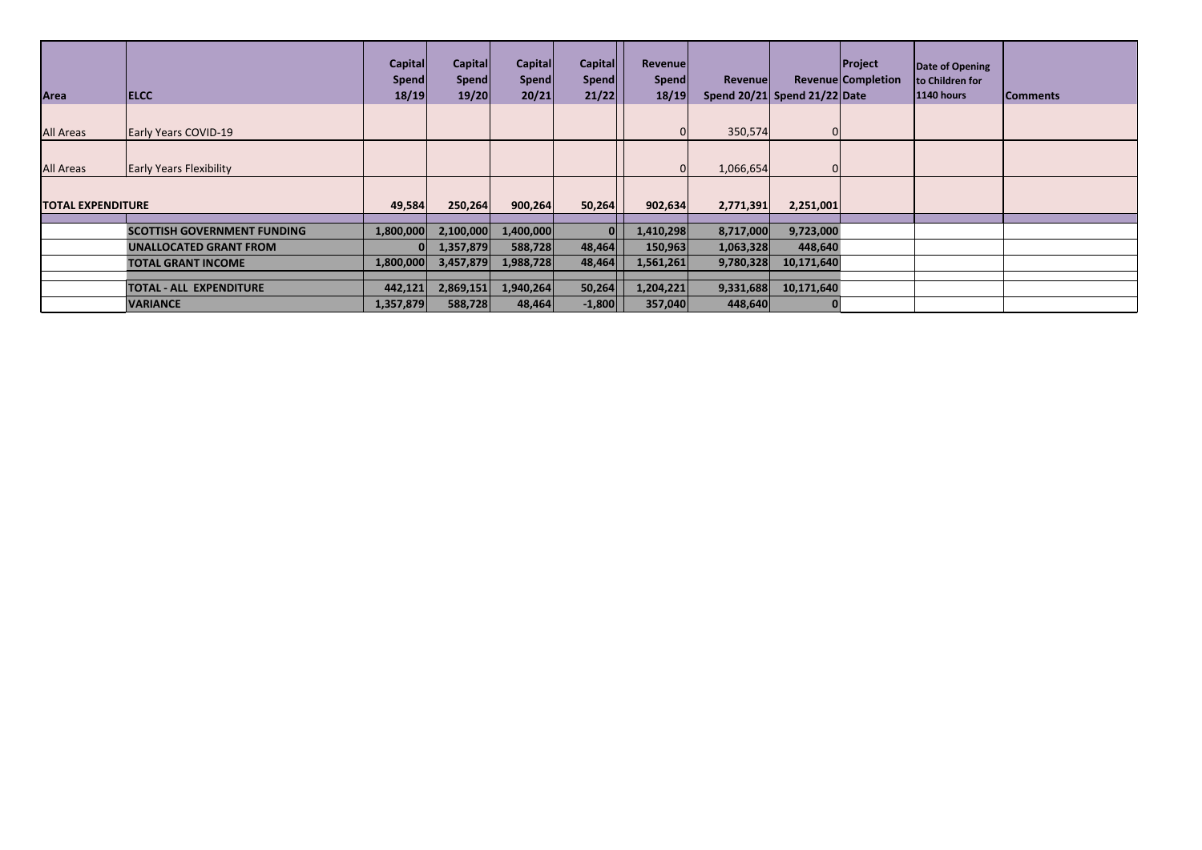| Area | ELCC | Capital Spend 18/19 | Capital Spend 19/20 | Capital Spend 20/21 | Capital Spend 21/22 | Revenue Spend 18/19 | Revenue Spend 20/21 | Revenue Spend 21/22 | Project Completion Date | Date of Opening to Children for 1140 hours | Comments |
|---|---|---|---|---|---|---|---|---|---|---|---|
| All Areas | Early Years COVID-19 | | | | | 0 | 350,574 | 0 | | | |
| All Areas | Early Years Flexibility | | | | | 0 | 1,066,654 | 0 | | | |
| **TOTAL EXPENDITURE** | | **49,584** | **250,264** | **900,264** | **50,264** | **902,634** | **2,771,391** | **2,251,001** | | | |
| | **SCOTTISH GOVERNMENT FUNDING** | **1,800,000** | **2,100,000** | **1,400,000** | **0** | **1,410,298** | **8,717,000** | **9,723,000** | | | |
| | **UNALLOCATED GRANT FROM** | **0** | **1,357,879** | **588,728** | **48,464** | **150,963** | **1,063,328** | **448,640** | | | |
| | **TOTAL GRANT INCOME** | **1,800,000** | **3,457,879** | **1,988,728** | **48,464** | **1,561,261** | **9,780,328** | **10,171,640** | | | |
| | **TOTAL - ALL EXPENDITURE** | **442,121** | **2,869,151** | **1,940,264** | **50,264** | **1,204,221** | **9,331,688** | **10,171,640** | | | |
| | **VARIANCE** | **1,357,879** | **588,728** | **48,464** | **-1,800** | **357,040** | **448,640** | **0** | | | |